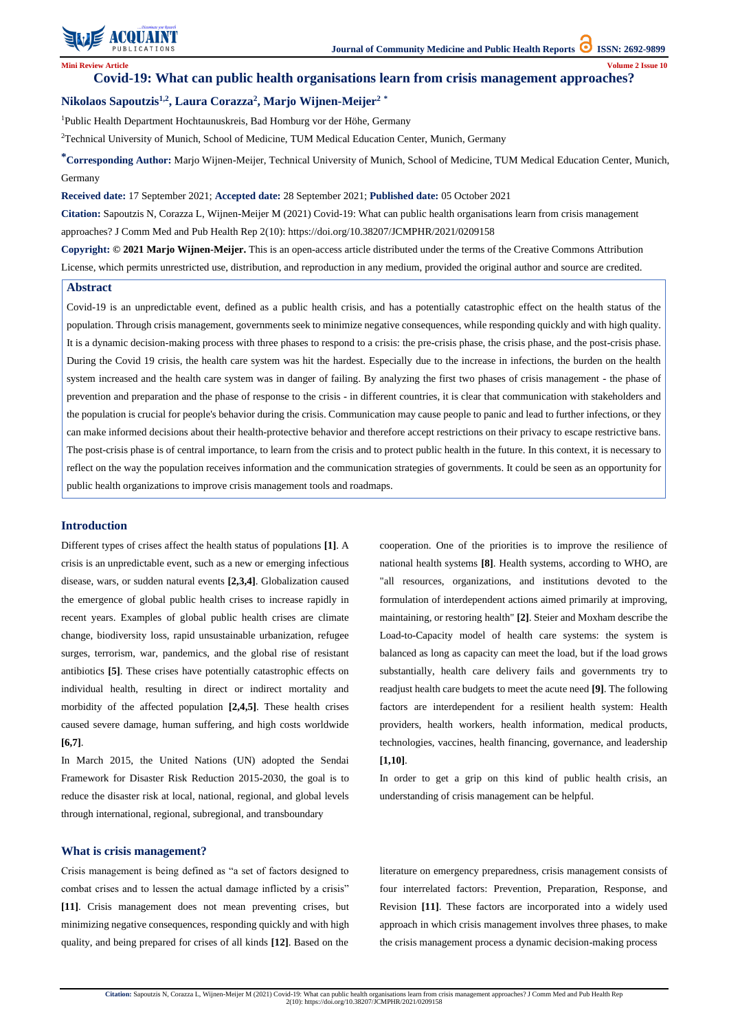Mini Review Article

# Covid-19: What can public health organisations learn from crisis management approaches?

**Nikolaos Sapoutzis[1,2], Laura Corazza[2], Marjo Wijnen-Meijer[2] ***

[1]Public Health Department Hochtaunuskreis, Bad Homburg vor der Höhe, Germany

[2]Technical University of Munich, School of Medicine, TUM Medical Education Center, Munich, Germany

***Corresponding Author:** Marjo Wijnen-Meijer, Technical University of Munich, School of Medicine, TUM Medical Education Center, Munich, Germany

**Received date:** 17 September 2021; **Accepted date:** 28 September 2021; **Published date:** 05 October 2021

**Citation:** Sapoutzis N, Corazza L, Wijnen-Meijer M (2021) Covid-19: What can public health organisations learn from crisis management approaches? J Comm Med and Pub Health Rep 2(10): https://doi.org/10.38207/JCMPHR/2021/0209158

**Copyright: © 2021 Marjo Wijnen-Meijer.** This is an open-access article distributed under the terms of the Creative Commons Attribution License, which permits unrestricted use, distribution, and reproduction in any medium, provided the original author and source are credited.

## Abstract

Covid-19 is an unpredictable event, defined as a public health crisis, and has a potentially catastrophic effect on the health status of the population. Through crisis management, governments seek to minimize negative consequences, while responding quickly and with high quality. It is a dynamic decision-making process with three phases to respond to a crisis: the pre-crisis phase, the crisis phase, and the post-crisis phase. During the Covid 19 crisis, the health care system was hit the hardest. Especially due to the increase in infections, the burden on the health system increased and the health care system was in danger of failing. By analyzing the first two phases of crisis management - the phase of prevention and preparation and the phase of response to the crisis - in different countries, it is clear that communication with stakeholders and the population is crucial for people's behavior during the crisis. Communication may cause people to panic and lead to further infections, or they can make informed decisions about their health-protective behavior and therefore accept restrictions on their privacy to escape restrictive bans. The post-crisis phase is of central importance, to learn from the crisis and to protect public health in the future. In this context, it is necessary to reflect on the way the population receives information and the communication strategies of governments. It could be seen as an opportunity for public health organizations to improve crisis management tools and roadmaps.

## Introduction

Different types of crises affect the health status of populations **[1]**. A crisis is an unpredictable event, such as a new or emerging infectious disease, wars, or sudden natural events **[2,3,4]**. Globalization caused the emergence of global public health crises to increase rapidly in recent years. Examples of global public health crises are climate change, biodiversity loss, rapid unsustainable urbanization, refugee surges, terrorism, war, pandemics, and the global rise of resistant antibiotics **[5]**. These crises have potentially catastrophic effects on individual health, resulting in direct or indirect mortality and morbidity of the affected population **[2,4,5]**. These health crises caused severe damage, human suffering, and high costs worldwide **[6,7]**.

In March 2015, the United Nations (UN) adopted the Sendai Framework for Disaster Risk Reduction 2015-2030, the goal is to reduce the disaster risk at local, national, regional, and global levels through international, regional, subregional, and transboundary cooperation. One of the priorities is to improve the resilience of national health systems **[8]**. Health systems, according to WHO, are "all resources, organizations, and institutions devoted to the formulation of interdependent actions aimed primarily at improving, maintaining, or restoring health" **[2]**. Steier and Moxham describe the Load-to-Capacity model of health care systems: the system is balanced as long as capacity can meet the load, but if the load grows substantially, health care delivery fails and governments try to readjust health care budgets to meet the acute need **[9]**. The following factors are interdependent for a resilient health system: Health providers, health workers, health information, medical products, technologies, vaccines, health financing, governance, and leadership **[1,10]**.

In order to get a grip on this kind of public health crisis, an understanding of crisis management can be helpful.

## What is crisis management?

Crisis management is being defined as "a set of factors designed to combat crises and to lessen the actual damage inflicted by a crisis" **[11]**. Crisis management does not mean preventing crises, but minimizing negative consequences, responding quickly and with high quality, and being prepared for crises of all kinds **[12]**. Based on the literature on emergency preparedness, crisis management consists of four interrelated factors: Prevention, Preparation, Response, and Revision **[11]**. These factors are incorporated into a widely used approach in which crisis management involves three phases, to make the crisis management process a dynamic decision-making process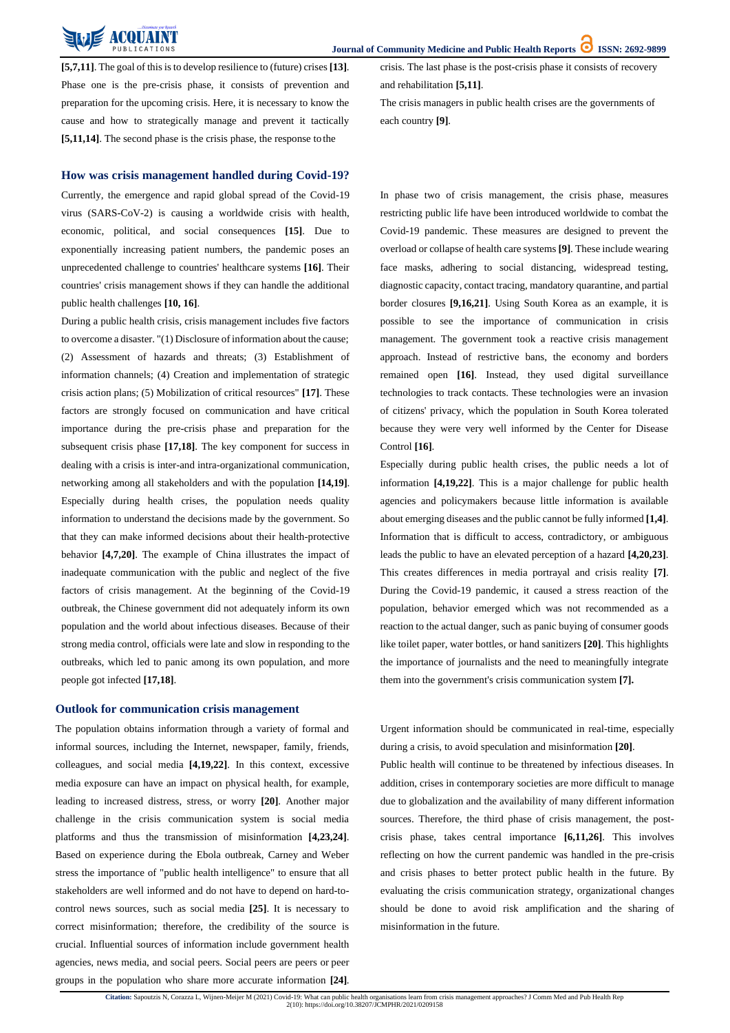[5,7,11]. The goal of this is to develop resilience to (future) crises [13]. Phase one is the pre-crisis phase, it consists of prevention and preparation for the upcoming crisis. Here, it is necessary to know the cause and how to strategically manage and prevent it tactically [5,11,14]. The second phase is the crisis phase, the response to the crisis. The last phase is the post-crisis phase it consists of recovery and rehabilitation [5,11].

The crisis managers in public health crises are the governments of each country [9].

## How was crisis management handled during Covid-19?

Currently, the emergence and rapid global spread of the Covid-19 virus (SARS-CoV-2) is causing a worldwide crisis with health, economic, political, and social consequences [15]. Due to exponentially increasing patient numbers, the pandemic poses an unprecedented challenge to countries' healthcare systems [16]. Their countries' crisis management shows if they can handle the additional public health challenges [10, 16].

During a public health crisis, crisis management includes five factors to overcome a disaster. "(1) Disclosure of information about the cause; (2) Assessment of hazards and threats; (3) Establishment of information channels; (4) Creation and implementation of strategic crisis action plans; (5) Mobilization of critical resources" [17]. These factors are strongly focused on communication and have critical importance during the pre-crisis phase and preparation for the subsequent crisis phase [17,18]. The key component for success in dealing with a crisis is inter-and intra-organizational communication, networking among all stakeholders and with the population [14,19]. Especially during health crises, the population needs quality information to understand the decisions made by the government. So that they can make informed decisions about their health-protective behavior [4,7,20]. The example of China illustrates the impact of inadequate communication with the public and neglect of the five factors of crisis management. At the beginning of the Covid-19 outbreak, the Chinese government did not adequately inform its own population and the world about infectious diseases. Because of their strong media control, officials were late and slow in responding to the outbreaks, which led to panic among its own population, and more people got infected [17,18].

In phase two of crisis management, the crisis phase, measures restricting public life have been introduced worldwide to combat the Covid-19 pandemic. These measures are designed to prevent the overload or collapse of health care systems [9]. These include wearing face masks, adhering to social distancing, widespread testing, diagnostic capacity, contact tracing, mandatory quarantine, and partial border closures [9,16,21]. Using South Korea as an example, it is possible to see the importance of communication in crisis management. The government took a reactive crisis management approach. Instead of restrictive bans, the economy and borders remained open [16]. Instead, they used digital surveillance technologies to track contacts. These technologies were an invasion of citizens' privacy, which the population in South Korea tolerated because they were very well informed by the Center for Disease Control [16].

Especially during public health crises, the public needs a lot of information [4,19,22]. This is a major challenge for public health agencies and policymakers because little information is available about emerging diseases and the public cannot be fully informed [1,4]. Information that is difficult to access, contradictory, or ambiguous leads the public to have an elevated perception of a hazard [4,20,23]. This creates differences in media portrayal and crisis reality [7]. During the Covid-19 pandemic, it caused a stress reaction of the population, behavior emerged which was not recommended as a reaction to the actual danger, such as panic buying of consumer goods like toilet paper, water bottles, or hand sanitizers [20]. This highlights the importance of journalists and the need to meaningfully integrate them into the government's crisis communication system [7].

## Outlook for communication crisis management

The population obtains information through a variety of formal and informal sources, including the Internet, newspaper, family, friends, colleagues, and social media [4,19,22]. In this context, excessive media exposure can have an impact on physical health, for example, leading to increased distress, stress, or worry [20]. Another major challenge in the crisis communication system is social media platforms and thus the transmission of misinformation [4,23,24]. Based on experience during the Ebola outbreak, Carney and Weber stress the importance of "public health intelligence" to ensure that all stakeholders are well informed and do not have to depend on hard-to-control news sources, such as social media [25]. It is necessary to correct misinformation; therefore, the credibility of the source is crucial. Influential sources of information include government health agencies, news media, and social peers. Social peers are peers or peer groups in the population who share more accurate information [24].

Urgent information should be communicated in real-time, especially during a crisis, to avoid speculation and misinformation [20].

Public health will continue to be threatened by infectious diseases. In addition, crises in contemporary societies are more difficult to manage due to globalization and the availability of many different information sources. Therefore, the third phase of crisis management, the post-crisis phase, takes central importance [6,11,26]. This involves reflecting on how the current pandemic was handled in the pre-crisis and crisis phases to better protect public health in the future. By evaluating the crisis communication strategy, organizational changes should be done to avoid risk amplification and the sharing of misinformation in the future.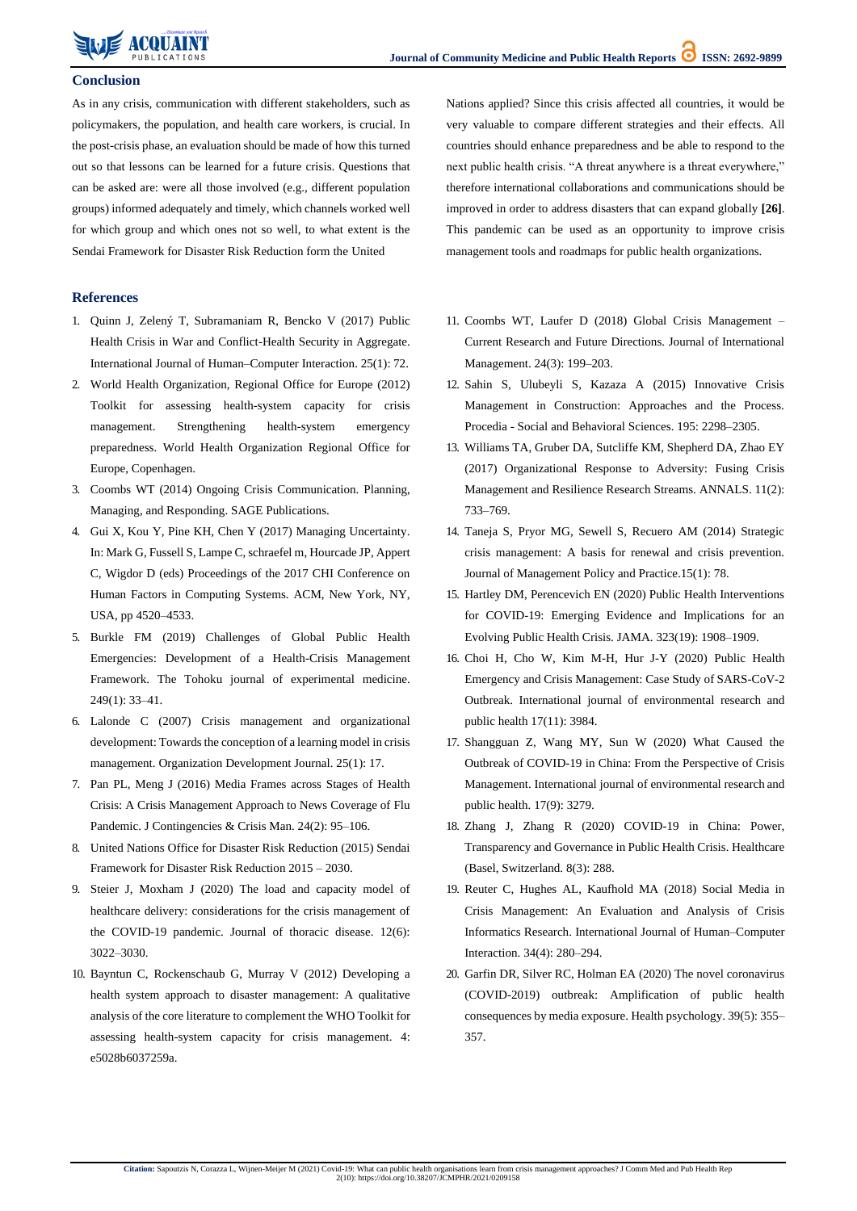## Conclusion

As in any crisis, communication with different stakeholders, such as policymakers, the population, and health care workers, is crucial. In the post-crisis phase, an evaluation should be made of how this turned out so that lessons can be learned for a future crisis. Questions that can be asked are: were all those involved (e.g., different population groups) informed adequately and timely, which channels worked well for which group and which ones not so well, to what extent is the Sendai Framework for Disaster Risk Reduction form the United Nations applied? Since this crisis affected all countries, it would be very valuable to compare different strategies and their effects. All countries should enhance preparedness and be able to respond to the next public health crisis. "A threat anywhere is a threat everywhere," therefore international collaborations and communications should be improved in order to address disasters that can expand globally **[26]**. This pandemic can be used as an opportunity to improve crisis management tools and roadmaps for public health organizations.

## References

1. Quinn J, Zelený T, Subramaniam R, Bencko V (2017) Public Health Crisis in War and Conflict-Health Security in Aggregate. International Journal of Human–Computer Interaction. 25(1): 72.
2. World Health Organization, Regional Office for Europe (2012) Toolkit for assessing health-system capacity for crisis management. Strengthening health-system emergency preparedness. World Health Organization Regional Office for Europe, Copenhagen.
3. Coombs WT (2014) Ongoing Crisis Communication. Planning, Managing, and Responding. SAGE Publications.
4. Gui X, Kou Y, Pine KH, Chen Y (2017) Managing Uncertainty. In: Mark G, Fussell S, Lampe C, schraefel m, Hourcade JP, Appert C, Wigdor D (eds) Proceedings of the 2017 CHI Conference on Human Factors in Computing Systems. ACM, New York, NY, USA, pp 4520–4533.
5. Burkle FM (2019) Challenges of Global Public Health Emergencies: Development of a Health-Crisis Management Framework. The Tohoku journal of experimental medicine. 249(1): 33–41.
6. Lalonde C (2007) Crisis management and organizational development: Towards the conception of a learning model in crisis management. Organization Development Journal. 25(1): 17.
7. Pan PL, Meng J (2016) Media Frames across Stages of Health Crisis: A Crisis Management Approach to News Coverage of Flu Pandemic. J Contingencies & Crisis Man. 24(2): 95–106.
8. United Nations Office for Disaster Risk Reduction (2015) Sendai Framework for Disaster Risk Reduction 2015 – 2030.
9. Steier J, Moxham J (2020) The load and capacity model of healthcare delivery: considerations for the crisis management of the COVID-19 pandemic. Journal of thoracic disease. 12(6): 3022–3030.
10. Bayntun C, Rockenschaub G, Murray V (2012) Developing a health system approach to disaster management: A qualitative analysis of the core literature to complement the WHO Toolkit for assessing health-system capacity for crisis management. 4: e5028b6037259a.
11. Coombs WT, Laufer D (2018) Global Crisis Management – Current Research and Future Directions. Journal of International Management. 24(3): 199–203.
12. Sahin S, Ulubeyli S, Kazaza A (2015) Innovative Crisis Management in Construction: Approaches and the Process. Procedia - Social and Behavioral Sciences. 195: 2298–2305.
13. Williams TA, Gruber DA, Sutcliffe KM, Shepherd DA, Zhao EY (2017) Organizational Response to Adversity: Fusing Crisis Management and Resilience Research Streams. ANNALS. 11(2): 733–769.
14. Taneja S, Pryor MG, Sewell S, Recuero AM (2014) Strategic crisis management: A basis for renewal and crisis prevention. Journal of Management Policy and Practice.15(1): 78.
15. Hartley DM, Perencevich EN (2020) Public Health Interventions for COVID-19: Emerging Evidence and Implications for an Evolving Public Health Crisis. JAMA. 323(19): 1908–1909.
16. Choi H, Cho W, Kim M-H, Hur J-Y (2020) Public Health Emergency and Crisis Management: Case Study of SARS-CoV-2 Outbreak. International journal of environmental research and public health 17(11): 3984.
17. Shangguan Z, Wang MY, Sun W (2020) What Caused the Outbreak of COVID-19 in China: From the Perspective of Crisis Management. International journal of environmental research and public health. 17(9): 3279.
18. Zhang J, Zhang R (2020) COVID-19 in China: Power, Transparency and Governance in Public Health Crisis. Healthcare (Basel, Switzerland. 8(3): 288.
19. Reuter C, Hughes AL, Kaufhold MA (2018) Social Media in Crisis Management: An Evaluation and Analysis of Crisis Informatics Research. International Journal of Human–Computer Interaction. 34(4): 280–294.
20. Garfin DR, Silver RC, Holman EA (2020) The novel coronavirus (COVID-2019) outbreak: Amplification of public health consequences by media exposure. Health psychology. 39(5): 355–357.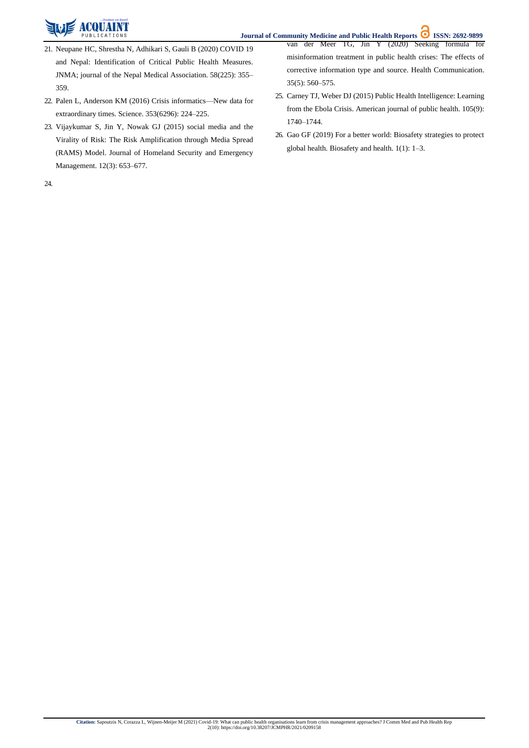21. Neupane HC, Shrestha N, Adhikari S, Gauli B (2020) COVID 19 and Nepal: Identification of Critical Public Health Measures. JNMA; journal of the Nepal Medical Association. 58(225): 355–359.
22. Palen L, Anderson KM (2016) Crisis informatics—New data for extraordinary times. Science. 353(6296): 224–225.
23. Vijaykumar S, Jin Y, Nowak GJ (2015) social media and the Virality of Risk: The Risk Amplification through Media Spread (RAMS) Model. Journal of Homeland Security and Emergency Management. 12(3): 653–677.
24. van der Meer TG, Jin Y (2020) Seeking formula for misinformation treatment in public health crises: The effects of corrective information type and source. Health Communication. 35(5): 560–575.
25. Carney TJ, Weber DJ (2015) Public Health Intelligence: Learning from the Ebola Crisis. American journal of public health. 105(9): 1740–1744.
26. Gao GF (2019) For a better world: Biosafety strategies to protect global health. Biosafety and health. 1(1): 1–3.

**Citation:** Sapoutzis N, Corazza L, Wijnen-Meijer M (2021) Covid-19: What can public health organisations learn from crisis management approaches? J Comm Med and Pub Health Rep 2(10): https://doi.org/10.38207/JCMPHR/2021/0209158